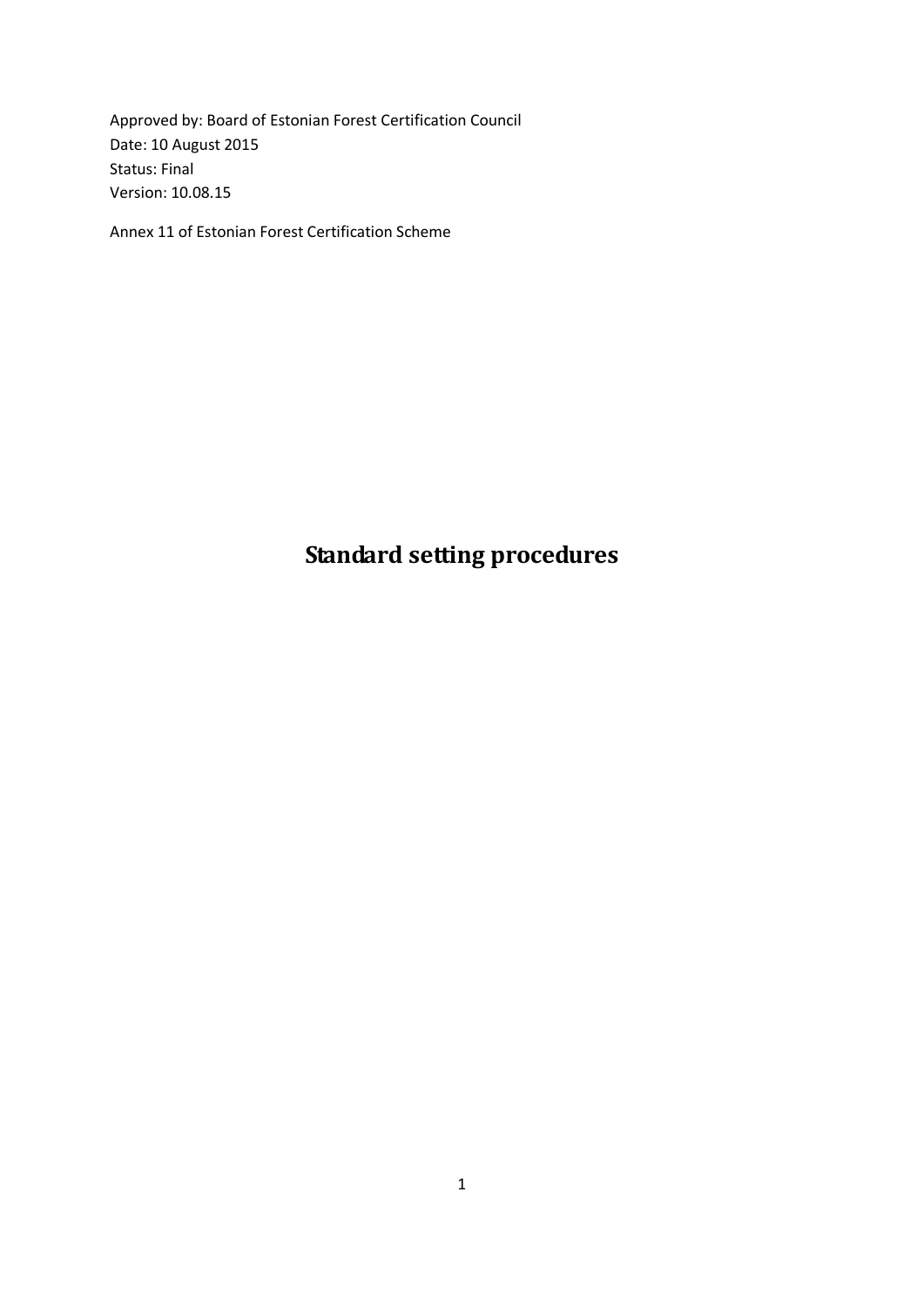Approved by: Board of Estonian Forest Certification Council
Date: 10 August 2015
Status: Final
Version: 10.08.15

Annex 11 of Estonian Forest Certification Scheme

# Standard setting procedures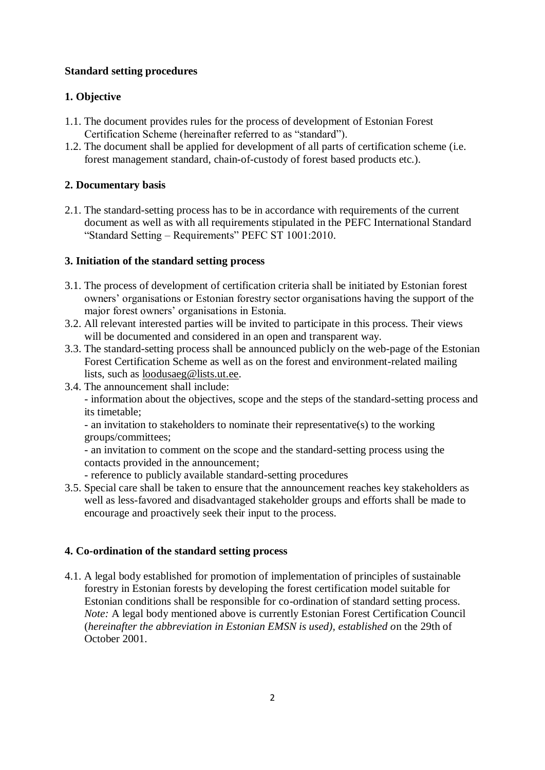**Standard setting procedures**

**1. Objective**

1.1. The document provides rules for the process of development of Estonian Forest Certification Scheme (hereinafter referred to as "standard").

1.2. The document shall be applied for development of all parts of certification scheme (i.e. forest management standard, chain-of-custody of forest based products etc.).

**2. Documentary basis**

2.1. The standard-setting process has to be in accordance with requirements of the current document as well as with all requirements stipulated in the PEFC International Standard "Standard Setting – Requirements" PEFC ST 1001:2010.

**3. Initiation of the standard setting process**

3.1. The process of development of certification criteria shall be initiated by Estonian forest owners' organisations or Estonian forestry sector organisations having the support of the major forest owners' organisations in Estonia.

3.2. All relevant interested parties will be invited to participate in this process. Their views will be documented and considered in an open and transparent way.

3.3. The standard-setting process shall be announced publicly on the web-page of the Estonian Forest Certification Scheme as well as on the forest and environment-related mailing lists, such as loodusaeg@lists.ut.ee.

3.4. The announcement shall include:
- information about the objectives, scope and the steps of the standard-setting process and its timetable;
- an invitation to stakeholders to nominate their representative(s) to the working groups/committees;
- an invitation to comment on the scope and the standard-setting process using the contacts provided in the announcement;
- reference to publicly available standard-setting procedures

3.5. Special care shall be taken to ensure that the announcement reaches key stakeholders as well as less-favored and disadvantaged stakeholder groups and efforts shall be made to encourage and proactively seek their input to the process.

**4. Co-ordination of the standard setting process**

4.1. A legal body established for promotion of implementation of principles of sustainable forestry in Estonian forests by developing the forest certification model suitable for Estonian conditions shall be responsible for co-ordination of standard setting process. *Note:* A legal body mentioned above is currently Estonian Forest Certification Council (*hereinafter the abbreviation in Estonian EMSN is used), established o*n the 29th of October 2001.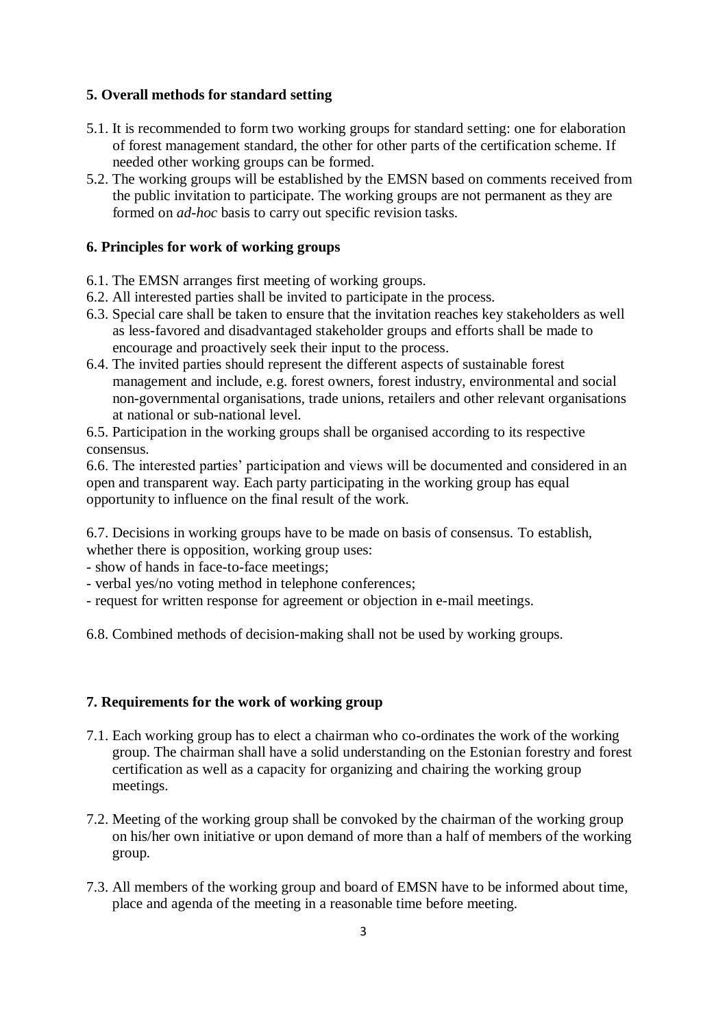### 5. Overall methods for standard setting

5.1. It is recommended to form two working groups for standard setting: one for elaboration of forest management standard, the other for other parts of the certification scheme. If needed other working groups can be formed.

5.2. The working groups will be established by the EMSN based on comments received from the public invitation to participate. The working groups are not permanent as they are formed on *ad-hoc* basis to carry out specific revision tasks.

### 6. Principles for work of working groups

6.1. The EMSN arranges first meeting of working groups.

6.2. All interested parties shall be invited to participate in the process.

6.3. Special care shall be taken to ensure that the invitation reaches key stakeholders as well as less-favored and disadvantaged stakeholder groups and efforts shall be made to encourage and proactively seek their input to the process.

6.4. The invited parties should represent the different aspects of sustainable forest management and include, e.g. forest owners, forest industry, environmental and social non-governmental organisations, trade unions, retailers and other relevant organisations at national or sub-national level.

6.5. Participation in the working groups shall be organised according to its respective consensus.

6.6. The interested parties' participation and views will be documented and considered in an open and transparent way. Each party participating in the working group has equal opportunity to influence on the final result of the work.

6.7. Decisions in working groups have to be made on basis of consensus. To establish, whether there is opposition, working group uses:

- show of hands in face-to-face meetings;
- verbal yes/no voting method in telephone conferences;
- request for written response for agreement or objection in e-mail meetings.

6.8. Combined methods of decision-making shall not be used by working groups.

### 7. Requirements for the work of working group

7.1. Each working group has to elect a chairman who co-ordinates the work of the working group. The chairman shall have a solid understanding on the Estonian forestry and forest certification as well as a capacity for organizing and chairing the working group meetings.

7.2. Meeting of the working group shall be convoked by the chairman of the working group on his/her own initiative or upon demand of more than a half of members of the working group.

7.3. All members of the working group and board of EMSN have to be informed about time, place and agenda of the meeting in a reasonable time before meeting.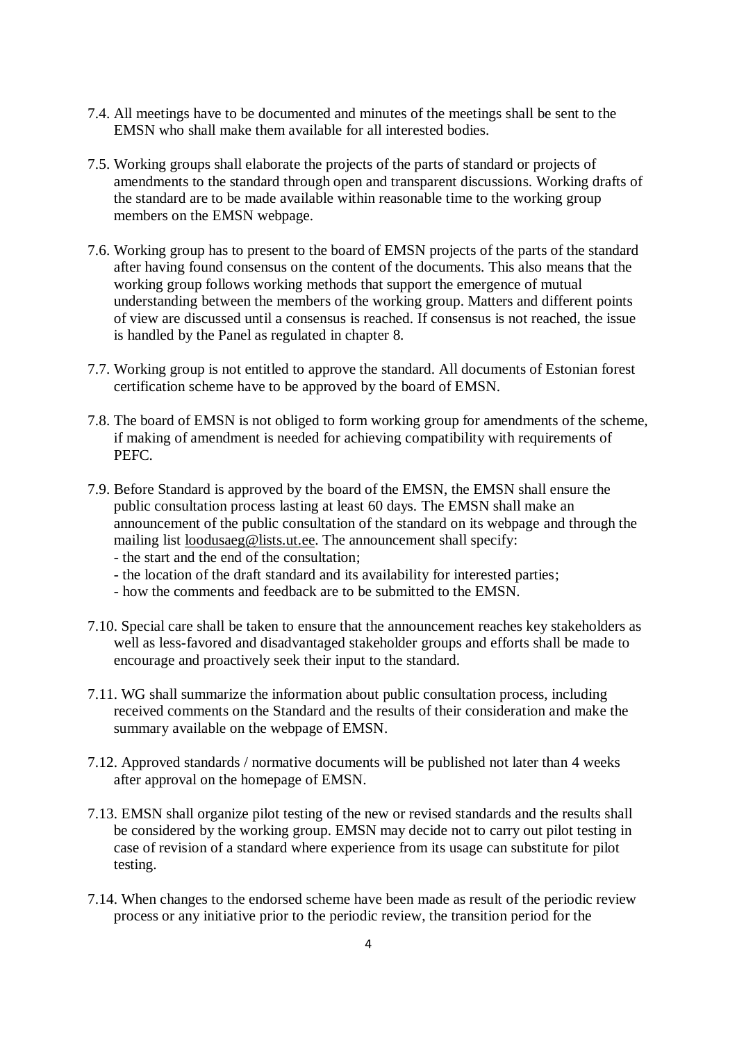7.4. All meetings have to be documented and minutes of the meetings shall be sent to the EMSN who shall make them available for all interested bodies.

7.5. Working groups shall elaborate the projects of the parts of standard or projects of amendments to the standard through open and transparent discussions. Working drafts of the standard are to be made available within reasonable time to the working group members on the EMSN webpage.

7.6. Working group has to present to the board of EMSN projects of the parts of the standard after having found consensus on the content of the documents. This also means that the working group follows working methods that support the emergence of mutual understanding between the members of the working group. Matters and different points of view are discussed until a consensus is reached. If consensus is not reached, the issue is handled by the Panel as regulated in chapter 8.

7.7. Working group is not entitled to approve the standard. All documents of Estonian forest certification scheme have to be approved by the board of EMSN.

7.8. The board of EMSN is not obliged to form working group for amendments of the scheme, if making of amendment is needed for achieving compatibility with requirements of PEFC.

7.9. Before Standard is approved by the board of the EMSN, the EMSN shall ensure the public consultation process lasting at least 60 days. The EMSN shall make an announcement of the public consultation of the standard on its webpage and through the mailing list loodusaeg@lists.ut.ee. The announcement shall specify:
- the start and the end of the consultation;
- the location of the draft standard and its availability for interested parties;
- how the comments and feedback are to be submitted to the EMSN.

7.10. Special care shall be taken to ensure that the announcement reaches key stakeholders as well as less-favored and disadvantaged stakeholder groups and efforts shall be made to encourage and proactively seek their input to the standard.

7.11. WG shall summarize the information about public consultation process, including received comments on the Standard and the results of their consideration and make the summary available on the webpage of EMSN.

7.12. Approved standards / normative documents will be published not later than 4 weeks after approval on the homepage of EMSN.

7.13. EMSN shall organize pilot testing of the new or revised standards and the results shall be considered by the working group. EMSN may decide not to carry out pilot testing in case of revision of a standard where experience from its usage can substitute for pilot testing.

7.14. When changes to the endorsed scheme have been made as result of the periodic review process or any initiative prior to the periodic review, the transition period for the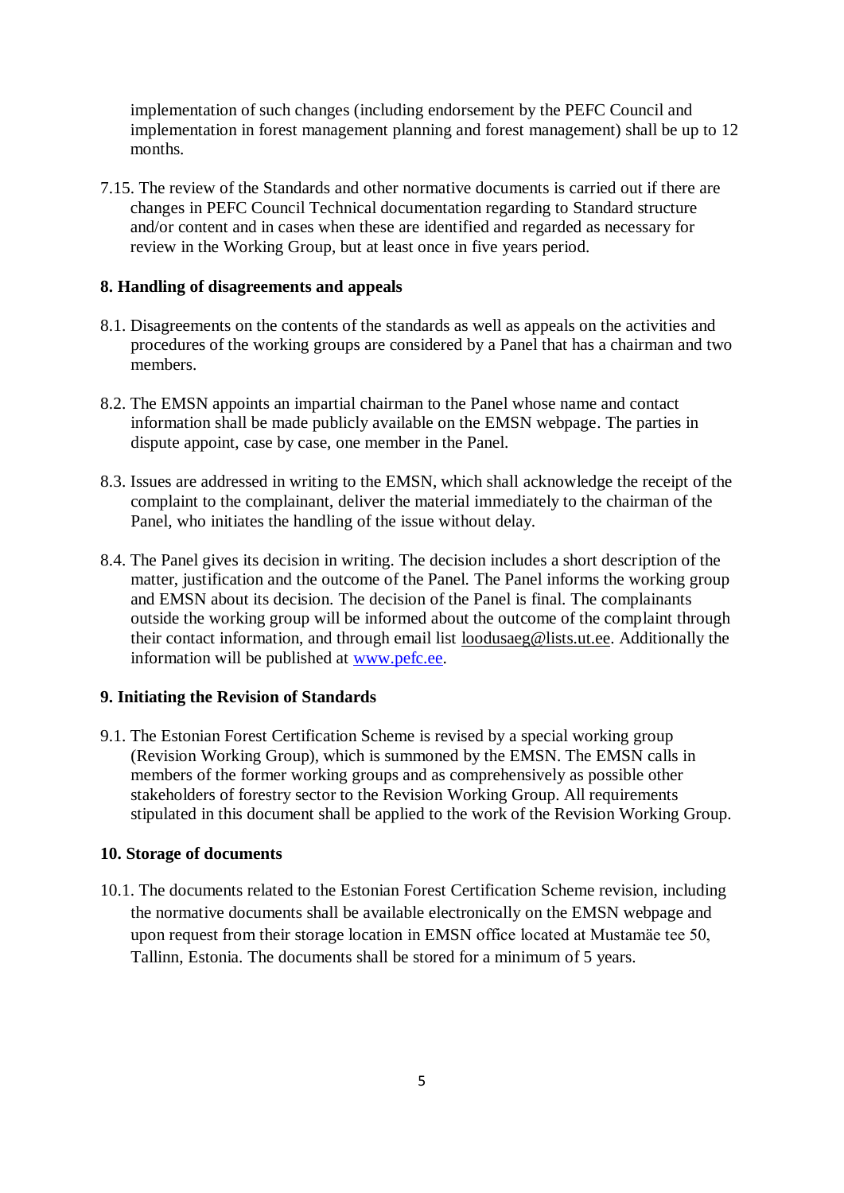implementation of such changes (including endorsement by the PEFC Council and implementation in forest management planning and forest management) shall be up to 12 months.

7.15. The review of the Standards and other normative documents is carried out if there are changes in PEFC Council Technical documentation regarding to Standard structure and/or content and in cases when these are identified and regarded as necessary for review in the Working Group, but at least once in five years period.

**8. Handling of disagreements and appeals**

8.1. Disagreements on the contents of the standards as well as appeals on the activities and procedures of the working groups are considered by a Panel that has a chairman and two members.

8.2. The EMSN appoints an impartial chairman to the Panel whose name and contact information shall be made publicly available on the EMSN webpage. The parties in dispute appoint, case by case, one member in the Panel.

8.3. Issues are addressed in writing to the EMSN, which shall acknowledge the receipt of the complaint to the complainant, deliver the material immediately to the chairman of the Panel, who initiates the handling of the issue without delay.

8.4. The Panel gives its decision in writing. The decision includes a short description of the matter, justification and the outcome of the Panel. The Panel informs the working group and EMSN about its decision. The decision of the Panel is final. The complainants outside the working group will be informed about the outcome of the complaint through their contact information, and through email list loodusaeg@lists.ut.ee. Additionally the information will be published at www.pefc.ee.

**9. Initiating the Revision of Standards**

9.1. The Estonian Forest Certification Scheme is revised by a special working group (Revision Working Group), which is summoned by the EMSN. The EMSN calls in members of the former working groups and as comprehensively as possible other stakeholders of forestry sector to the Revision Working Group. All requirements stipulated in this document shall be applied to the work of the Revision Working Group.

**10. Storage of documents**

10.1. The documents related to the Estonian Forest Certification Scheme revision, including the normative documents shall be available electronically on the EMSN webpage and upon request from their storage location in EMSN office located at Mustamäe tee 50, Tallinn, Estonia. The documents shall be stored for a minimum of 5 years.